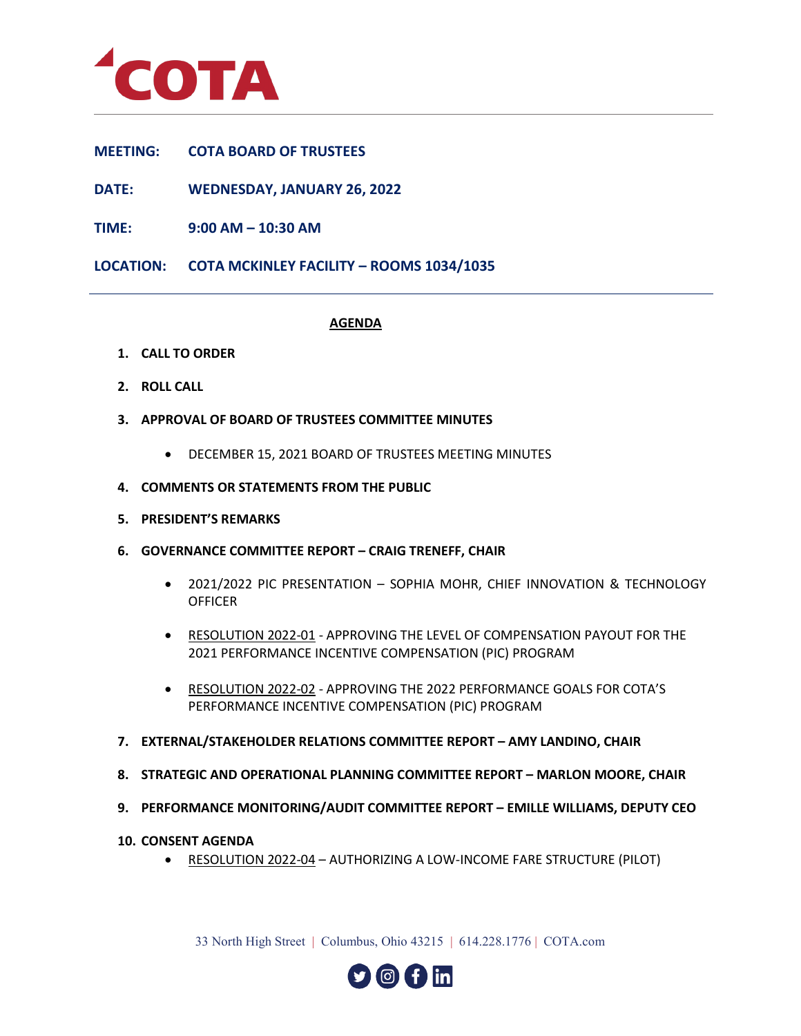# COTA

**MEETING:** COTA BOARD OF TRUSTEES

**DATE:** WEDNESDAY, JANUARY 26, 2022

**TIME:** 9:00 AM – 10:30 AM

**LOCATION:** COTA MCKINLEY FACILITY – ROOMS 1034/1035

## AGENDA

1. **CALL TO ORDER**

2. **ROLL CALL**

3. **APPROVAL OF BOARD OF TRUSTEES COMMITTEE MINUTES**
   - DECEMBER 15, 2021 BOARD OF TRUSTEES MEETING MINUTES

4. **COMMENTS OR STATEMENTS FROM THE PUBLIC**

5. **PRESIDENT'S REMARKS**

6. **GOVERNANCE COMMITTEE REPORT – CRAIG TRENEFF, CHAIR**
   - 2021/2022 PIC PRESENTATION – SOPHIA MOHR, CHIEF INNOVATION & TECHNOLOGY OFFICER
   - RESOLUTION 2022-01 - APPROVING THE LEVEL OF COMPENSATION PAYOUT FOR THE 2021 PERFORMANCE INCENTIVE COMPENSATION (PIC) PROGRAM
   - RESOLUTION 2022-02 - APPROVING THE 2022 PERFORMANCE GOALS FOR COTA'S PERFORMANCE INCENTIVE COMPENSATION (PIC) PROGRAM

7. **EXTERNAL/STAKEHOLDER RELATIONS COMMITTEE REPORT – AMY LANDINO, CHAIR**

8. **STRATEGIC AND OPERATIONAL PLANNING COMMITTEE REPORT – MARLON MOORE, CHAIR**

9. **PERFORMANCE MONITORING/AUDIT COMMITTEE REPORT – EMILLE WILLIAMS, DEPUTY CEO**

10. **CONSENT AGENDA**
    - RESOLUTION 2022-04 – AUTHORIZING A LOW-INCOME FARE STRUCTURE (PILOT)

33 North High Street | Columbus, Ohio 43215 | 614.228.1776 | COTA.com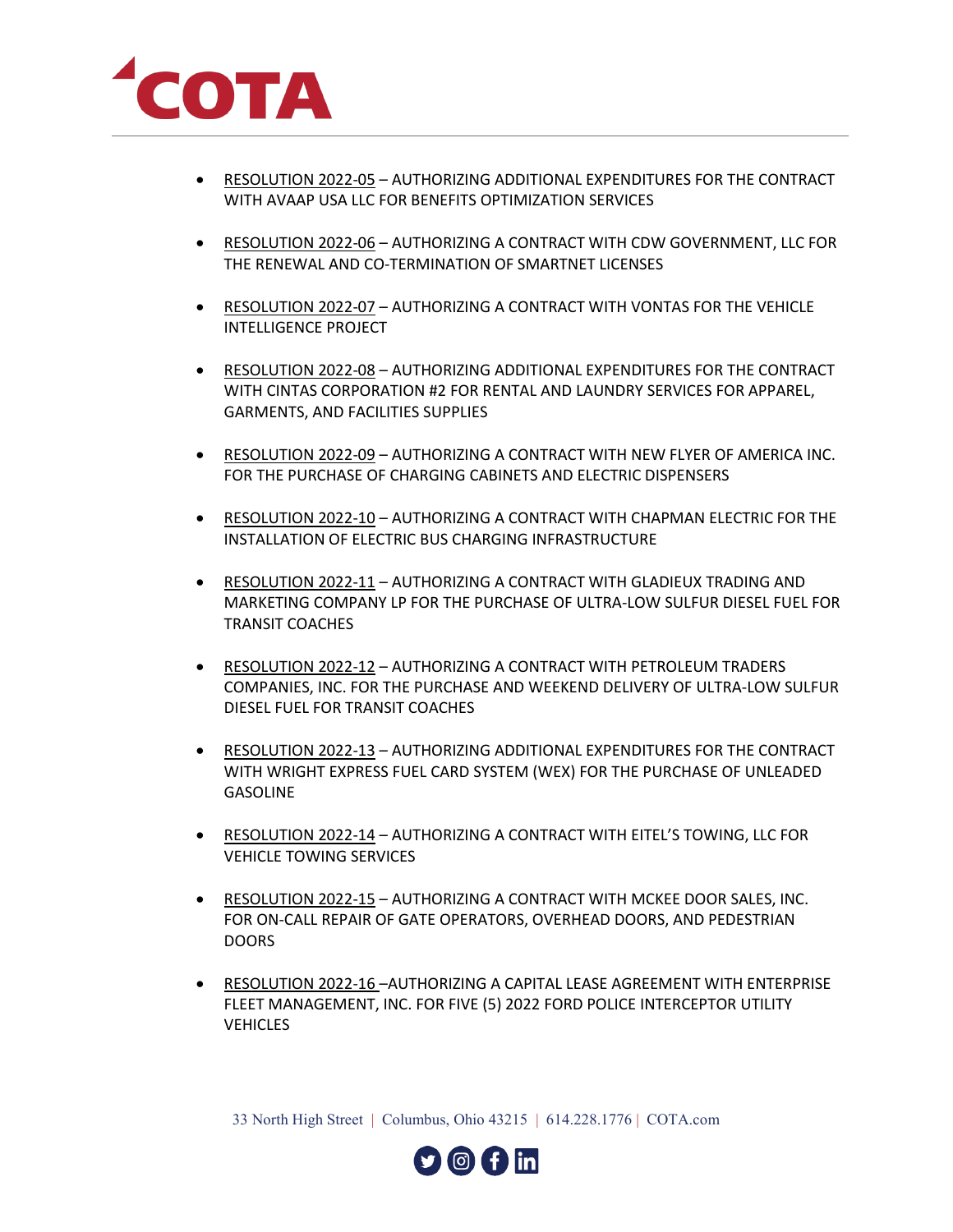- RESOLUTION 2022-05 – AUTHORIZING ADDITIONAL EXPENDITURES FOR THE CONTRACT WITH AVAAP USA LLC FOR BENEFITS OPTIMIZATION SERVICES

- RESOLUTION 2022-06 – AUTHORIZING A CONTRACT WITH CDW GOVERNMENT, LLC FOR THE RENEWAL AND CO-TERMINATION OF SMARTNET LICENSES

- RESOLUTION 2022-07 – AUTHORIZING A CONTRACT WITH VONTAS FOR THE VEHICLE INTELLIGENCE PROJECT

- RESOLUTION 2022-08 – AUTHORIZING ADDITIONAL EXPENDITURES FOR THE CONTRACT WITH CINTAS CORPORATION #2 FOR RENTAL AND LAUNDRY SERVICES FOR APPAREL, GARMENTS, AND FACILITIES SUPPLIES

- RESOLUTION 2022-09 – AUTHORIZING A CONTRACT WITH NEW FLYER OF AMERICA INC. FOR THE PURCHASE OF CHARGING CABINETS AND ELECTRIC DISPENSERS

- RESOLUTION 2022-10 – AUTHORIZING A CONTRACT WITH CHAPMAN ELECTRIC FOR THE INSTALLATION OF ELECTRIC BUS CHARGING INFRASTRUCTURE

- RESOLUTION 2022-11 – AUTHORIZING A CONTRACT WITH GLADIEUX TRADING AND MARKETING COMPANY LP FOR THE PURCHASE OF ULTRA-LOW SULFUR DIESEL FUEL FOR TRANSIT COACHES

- RESOLUTION 2022-12 – AUTHORIZING A CONTRACT WITH PETROLEUM TRADERS COMPANIES, INC. FOR THE PURCHASE AND WEEKEND DELIVERY OF ULTRA-LOW SULFUR DIESEL FUEL FOR TRANSIT COACHES

- RESOLUTION 2022-13 – AUTHORIZING ADDITIONAL EXPENDITURES FOR THE CONTRACT WITH WRIGHT EXPRESS FUEL CARD SYSTEM (WEX) FOR THE PURCHASE OF UNLEADED GASOLINE

- RESOLUTION 2022-14 – AUTHORIZING A CONTRACT WITH EITEL'S TOWING, LLC FOR VEHICLE TOWING SERVICES

- RESOLUTION 2022-15 – AUTHORIZING A CONTRACT WITH MCKEE DOOR SALES, INC. FOR ON-CALL REPAIR OF GATE OPERATORS, OVERHEAD DOORS, AND PEDESTRIAN DOORS

- RESOLUTION 2022-16 –AUTHORIZING A CAPITAL LEASE AGREEMENT WITH ENTERPRISE FLEET MANAGEMENT, INC. FOR FIVE (5) 2022 FORD POLICE INTERCEPTOR UTILITY VEHICLES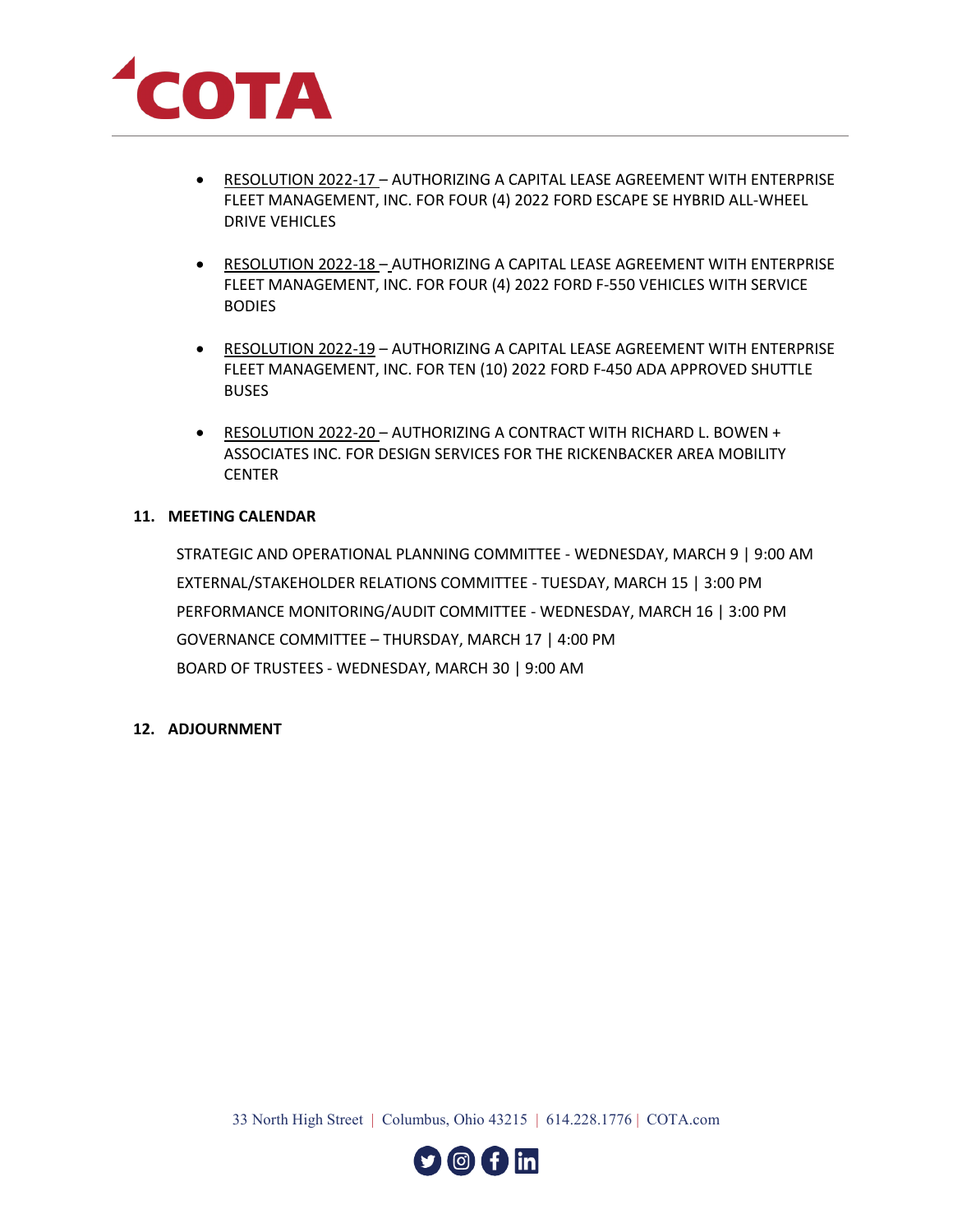- RESOLUTION 2022-17 – AUTHORIZING A CAPITAL LEASE AGREEMENT WITH ENTERPRISE FLEET MANAGEMENT, INC. FOR FOUR (4) 2022 FORD ESCAPE SE HYBRID ALL-WHEEL DRIVE VEHICLES

- RESOLUTION 2022-18 – AUTHORIZING A CAPITAL LEASE AGREEMENT WITH ENTERPRISE FLEET MANAGEMENT, INC. FOR FOUR (4) 2022 FORD F-550 VEHICLES WITH SERVICE BODIES

- RESOLUTION 2022-19 – AUTHORIZING A CAPITAL LEASE AGREEMENT WITH ENTERPRISE FLEET MANAGEMENT, INC. FOR TEN (10) 2022 FORD F-450 ADA APPROVED SHUTTLE BUSES

- RESOLUTION 2022-20 – AUTHORIZING A CONTRACT WITH RICHARD L. BOWEN + ASSOCIATES INC. FOR DESIGN SERVICES FOR THE RICKENBACKER AREA MOBILITY CENTER

**11. MEETING CALENDAR**

STRATEGIC AND OPERATIONAL PLANNING COMMITTEE - WEDNESDAY, MARCH 9 | 9:00 AM
EXTERNAL/STAKEHOLDER RELATIONS COMMITTEE - TUESDAY, MARCH 15 | 3:00 PM
PERFORMANCE MONITORING/AUDIT COMMITTEE - WEDNESDAY, MARCH 16 | 3:00 PM
GOVERNANCE COMMITTEE – THURSDAY, MARCH 17 | 4:00 PM
BOARD OF TRUSTEES - WEDNESDAY, MARCH 30 | 9:00 AM

**12. ADJOURNMENT**